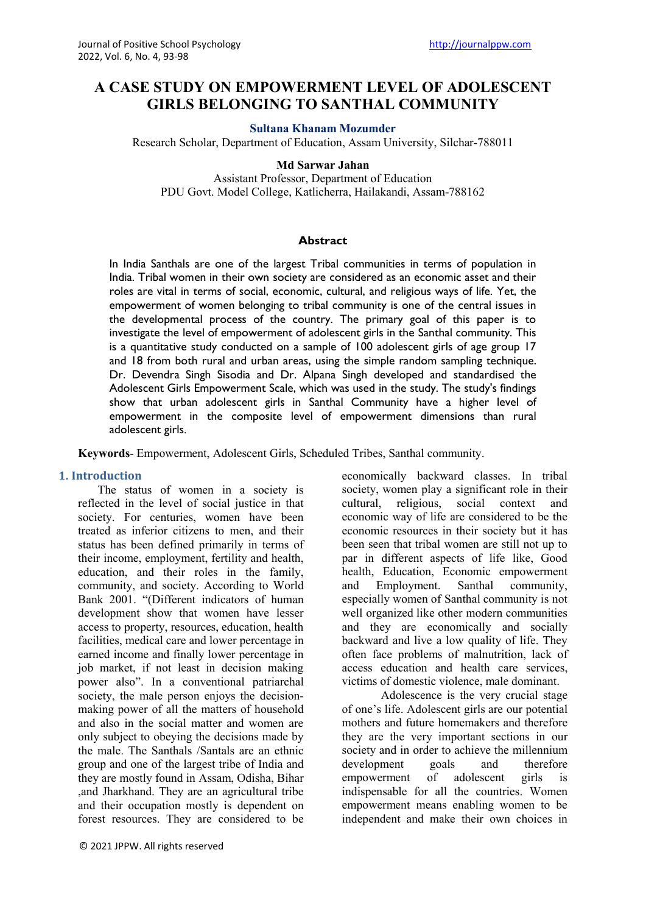# A CASE STUDY ON EMPOWERMENT LEVEL OF ADOLESCENT GIRLS BELONGING TO SANTHAL COMMUNITY

**Sultana Khanam Mozumder**

Research Scholar, Department of Education, Assam University, Silchar-788011

**Md Sarwar Jahan**

Assistant Professor, Department of Education
PDU Govt. Model College, Katlicherra, Hailakandi, Assam-788162

## Abstract

In India Santhals are one of the largest Tribal communities in terms of population in India. Tribal women in their own society are considered as an economic asset and their roles are vital in terms of social, economic, cultural, and religious ways of life. Yet, the empowerment of women belonging to tribal community is one of the central issues in the developmental process of the country. The primary goal of this paper is to investigate the level of empowerment of adolescent girls in the Santhal community. This is a quantitative study conducted on a sample of 100 adolescent girls of age group 17 and 18 from both rural and urban areas, using the simple random sampling technique. Dr. Devendra Singh Sisodia and Dr. Alpana Singh developed and standardised the Adolescent Girls Empowerment Scale, which was used in the study. The study's findings show that urban adolescent girls in Santhal Community have a higher level of empowerment in the composite level of empowerment dimensions than rural adolescent girls.

**Keywords**- Empowerment, Adolescent Girls, Scheduled Tribes, Santhal community.

## 1. Introduction

The status of women in a society is reflected in the level of social justice in that society. For centuries, women have been treated as inferior citizens to men, and their status has been defined primarily in terms of their income, employment, fertility and health, education, and their roles in the family, community, and society. According to World Bank 2001. "(Different indicators of human development show that women have lesser access to property, resources, education, health facilities, medical care and lower percentage in earned income and finally lower percentage in job market, if not least in decision making power also". In a conventional patriarchal society, the male person enjoys the decision-making power of all the matters of household and also in the social matter and women are only subject to obeying the decisions made by the male. The Santhals /Santals are an ethnic group and one of the largest tribe of India and they are mostly found in Assam, Odisha, Bihar ,and Jharkhand. They are an agricultural tribe and their occupation mostly is dependent on forest resources. They are considered to be economically backward classes. In tribal society, women play a significant role in their cultural, religious, social context and economic way of life are considered to be the economic resources in their society but it has been seen that tribal women are still not up to par in different aspects of life like, Good health, Education, Economic empowerment and Employment. Santhal community, especially women of Santhal community is not well organized like other modern communities and they are economically and socially backward and live a low quality of life. They often face problems of malnutrition, lack of access education and health care services, victims of domestic violence, male dominant.

Adolescence is the very crucial stage of one's life. Adolescent girls are our potential mothers and future homemakers and therefore they are the very important sections in our society and in order to achieve the millennium development goals and therefore empowerment of adolescent girls is indispensable for all the countries. Women empowerment means enabling women to be independent and make their own choices in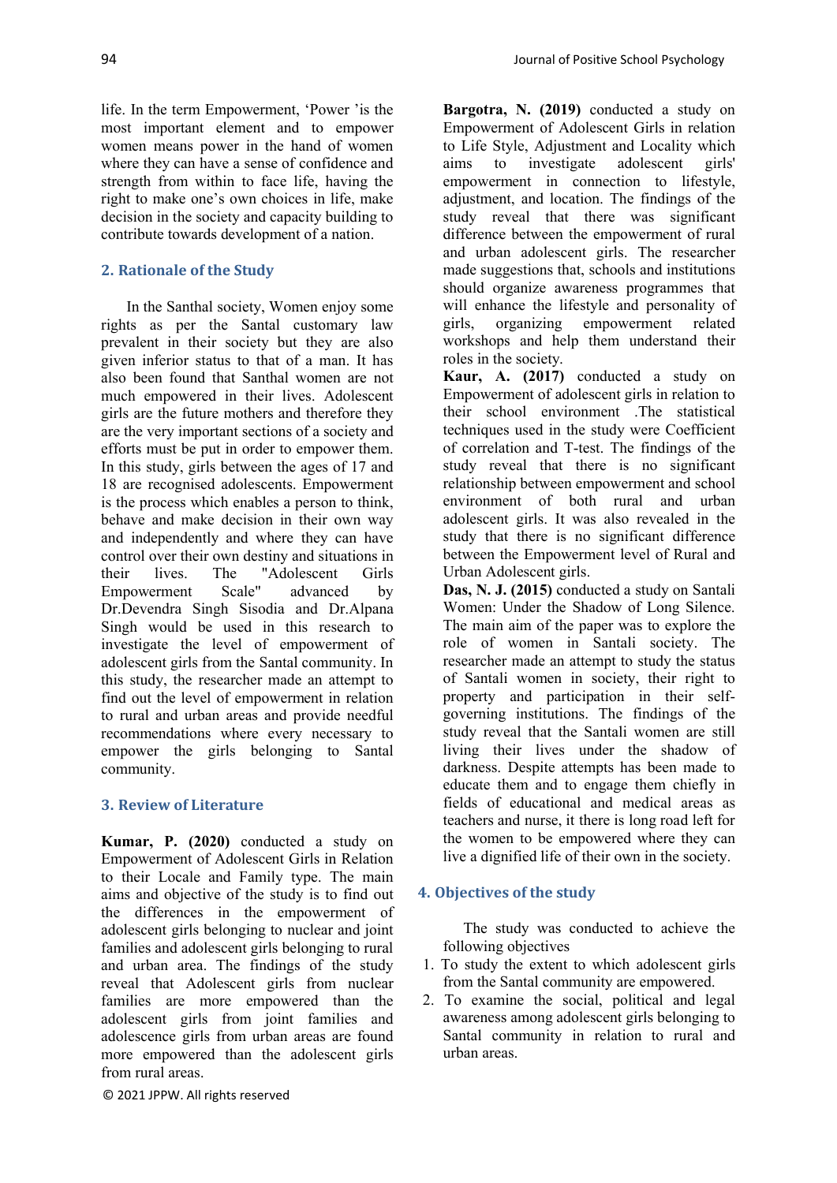life. In the term Empowerment, 'Power 'is the most important element and to empower women means power in the hand of women where they can have a sense of confidence and strength from within to face life, having the right to make one's own choices in life, make decision in the society and capacity building to contribute towards development of a nation.

## 2. Rationale of the Study

In the Santhal society, Women enjoy some rights as per the Santal customary law prevalent in their society but they are also given inferior status to that of a man. It has also been found that Santhal women are not much empowered in their lives. Adolescent girls are the future mothers and therefore they are the very important sections of a society and efforts must be put in order to empower them. In this study, girls between the ages of 17 and 18 are recognised adolescents. Empowerment is the process which enables a person to think, behave and make decision in their own way and independently and where they can have control over their own destiny and situations in their lives. The "Adolescent Girls Empowerment Scale" advanced by Dr.Devendra Singh Sisodia and Dr.Alpana Singh would be used in this research to investigate the level of empowerment of adolescent girls from the Santal community. In this study, the researcher made an attempt to find out the level of empowerment in relation to rural and urban areas and provide needful recommendations where every necessary to empower the girls belonging to Santal community.

## 3. Review of Literature

**Kumar, P. (2020)** conducted a study on Empowerment of Adolescent Girls in Relation to their Locale and Family type. The main aims and objective of the study is to find out the differences in the empowerment of adolescent girls belonging to nuclear and joint families and adolescent girls belonging to rural and urban area. The findings of the study reveal that Adolescent girls from nuclear families are more empowered than the adolescent girls from joint families and adolescence girls from urban areas are found more empowered than the adolescent girls from rural areas.

**Bargotra, N. (2019)** conducted a study on Empowerment of Adolescent Girls in relation to Life Style, Adjustment and Locality which aims to investigate adolescent girls' empowerment in connection to lifestyle, adjustment, and location. The findings of the study reveal that there was significant difference between the empowerment of rural and urban adolescent girls. The researcher made suggestions that, schools and institutions should organize awareness programmes that will enhance the lifestyle and personality of girls, organizing empowerment related workshops and help them understand their roles in the society.

**Kaur, A. (2017)** conducted a study on Empowerment of adolescent girls in relation to their school environment .The statistical techniques used in the study were Coefficient of correlation and T-test. The findings of the study reveal that there is no significant relationship between empowerment and school environment of both rural and urban adolescent girls. It was also revealed in the study that there is no significant difference between the Empowerment level of Rural and Urban Adolescent girls.

**Das, N. J. (2015)** conducted a study on Santali Women: Under the Shadow of Long Silence. The main aim of the paper was to explore the role of women in Santali society. The researcher made an attempt to study the status of Santali women in society, their right to property and participation in their self-governing institutions. The findings of the study reveal that the Santali women are still living their lives under the shadow of darkness. Despite attempts has been made to educate them and to engage them chiefly in fields of educational and medical areas as teachers and nurse, it there is long road left for the women to be empowered where they can live a dignified life of their own in the society.

## 4. Objectives of the study

The study was conducted to achieve the following objectives

1. To study the extent to which adolescent girls from the Santal community are empowered.
2. To examine the social, political and legal awareness among adolescent girls belonging to Santal community in relation to rural and urban areas.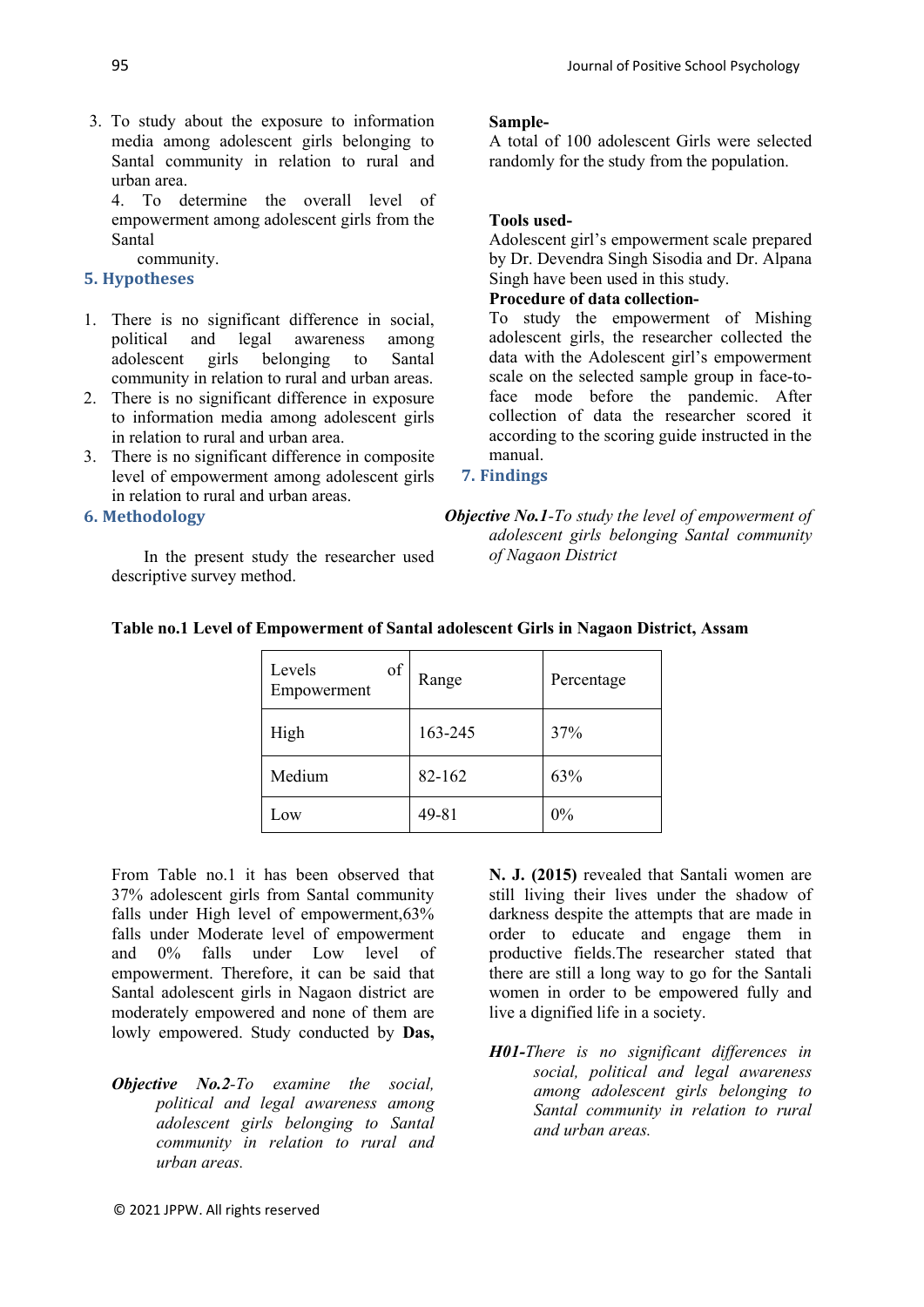3. To study about the exposure to information media among adolescent girls belonging to Santal community in relation to rural and urban area.

4. To determine the overall level of empowerment among adolescent girls from the Santal community.

## 5. Hypotheses

1. There is no significant difference in social, political and legal awareness among adolescent girls belonging to Santal community in relation to rural and urban areas.
2. There is no significant difference in exposure to information media among adolescent girls in relation to rural and urban area.
3. There is no significant difference in composite level of empowerment among adolescent girls in relation to rural and urban areas.

## 6. Methodology

In the present study the researcher used descriptive survey method.

**Sample-**

A total of 100 adolescent Girls were selected randomly for the study from the population.

**Tools used-**

Adolescent girl's empowerment scale prepared by Dr. Devendra Singh Sisodia and Dr. Alpana Singh have been used in this study.

**Procedure of data collection-**

To study the empowerment of Mishing adolescent girls, the researcher collected the data with the Adolescent girl's empowerment scale on the selected sample group in face-to-face mode before the pandemic. After collection of data the researcher scored it according to the scoring guide instructed in the manual.

## 7. Findings

***Objective No.1****-To study the level of empowerment of adolescent girls belonging Santal community of Nagaon District*

**Table no.1 Level of Empowerment of Santal adolescent Girls in Nagaon District, Assam**

| Levels of Empowerment | Range | Percentage |
|---|---|---|
| High | 163-245 | 37% |
| Medium | 82-162 | 63% |
| Low | 49-81 | 0% |

From Table no.1 it has been observed that 37% adolescent girls from Santal community falls under High level of empowerment,63% falls under Moderate level of empowerment and 0% falls under Low level of empowerment. Therefore, it can be said that Santal adolescent girls in Nagaon district are moderately empowered and none of them are lowly empowered. Study conducted by **Das, N. J. (2015)** revealed that Santali women are still living their lives under the shadow of darkness despite the attempts that are made in order to educate and engage them in productive fields.The researcher stated that there are still a long way to go for the Santali women in order to be empowered fully and live a dignified life in a society.

***Objective No.2****-To examine the social, political and legal awareness among adolescent girls belonging to Santal community in relation to rural and urban areas.*

***H01****-There is no significant differences in social, political and legal awareness among adolescent girls belonging to Santal community in relation to rural and urban areas.*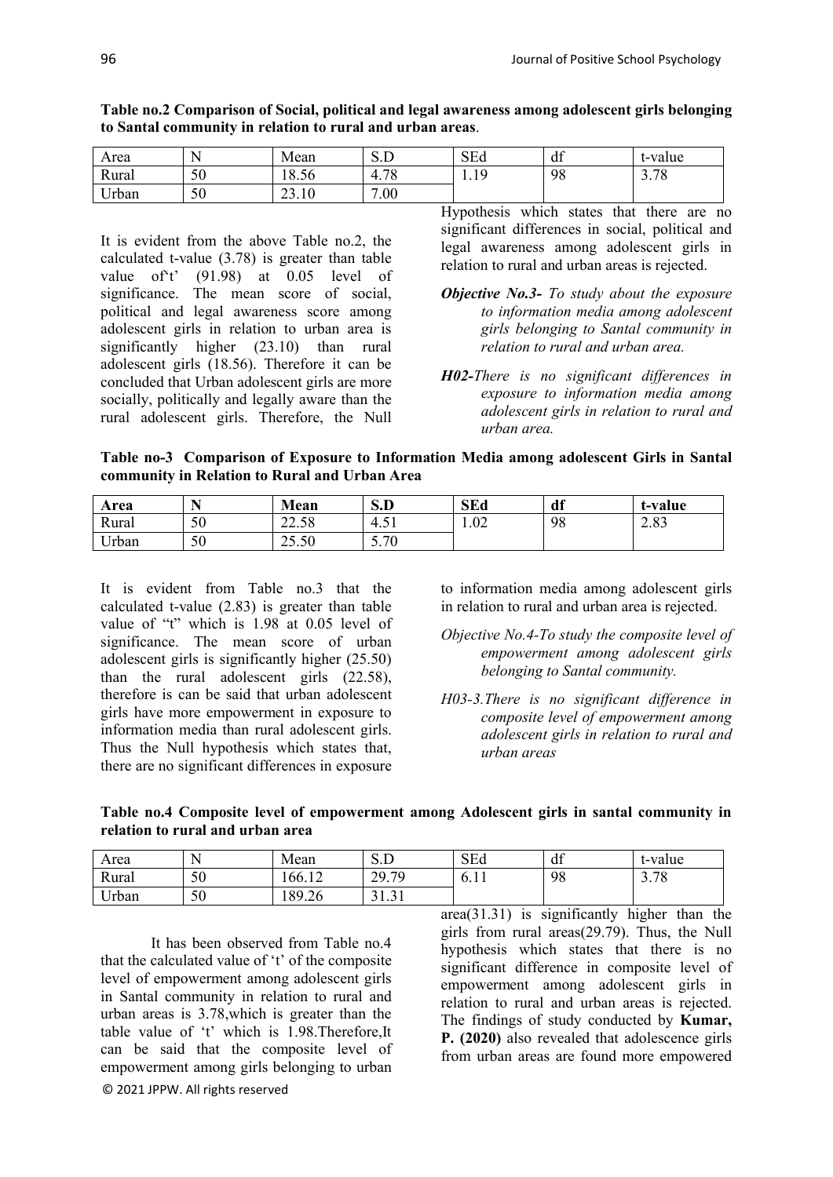**Table no.2 Comparison of Social, political and legal awareness among adolescent girls belonging to Santal community in relation to rural and urban areas**.

| Area | N | Mean | S.D | SEd | df | t-value |
|---|---|---|---|---|---|---|
| Rural | 50 | 18.56 | 4.78 | 1.19 | 98 | 3.78 |
| Urban | 50 | 23.10 | 7.00 | | | |

It is evident from the above Table no.2, the calculated t-value (3.78) is greater than table value of't' (91.98) at 0.05 level of significance. The mean score of social, political and legal awareness score among adolescent girls in relation to urban area is significantly higher (23.10) than rural adolescent girls (18.56). Therefore it can be concluded that Urban adolescent girls are more socially, politically and legally aware than the rural adolescent girls. Therefore, the Null Hypothesis which states that there are no significant differences in social, political and legal awareness among adolescent girls in relation to rural and urban areas is rejected.

***Objective No.3-*** *To study about the exposure to information media among adolescent girls belonging to Santal community in relation to rural and urban area.*

***H02-****There is no significant differences in exposure to information media among adolescent girls in relation to rural and urban area.*

**Table no-3 Comparison of Exposure to Information Media among adolescent Girls in Santal community in Relation to Rural and Urban Area**

| Area | N | Mean | S.D | SEd | df | t-value |
|---|---|---|---|---|---|---|
| Rural | 50 | 22.58 | 4.51 | 1.02 | 98 | 2.83 |
| Urban | 50 | 25.50 | 5.70 | | | |

It is evident from Table no.3 that the calculated t-value (2.83) is greater than table value of "t" which is 1.98 at 0.05 level of significance. The mean score of urban adolescent girls is significantly higher (25.50) than the rural adolescent girls (22.58), therefore is can be said that urban adolescent girls have more empowerment in exposure to information media than rural adolescent girls. Thus the Null hypothesis which states that, there are no significant differences in exposure to information media among adolescent girls in relation to rural and urban area is rejected.

*Objective No.4-To study the composite level of empowerment among adolescent girls belonging to Santal community.*

*H03-3.There is no significant difference in composite level of empowerment among adolescent girls in relation to rural and urban areas*

**Table no.4 Composite level of empowerment among Adolescent girls in santal community in relation to rural and urban area**

| Area | N | Mean | S.D | SEd | df | t-value |
|---|---|---|---|---|---|---|
| Rural | 50 | 166.12 | 29.79 | 6.11 | 98 | 3.78 |
| Urban | 50 | 189.26 | 31.31 | | | |

It has been observed from Table no.4 that the calculated value of 't' of the composite level of empowerment among adolescent girls in Santal community in relation to rural and urban areas is 3.78,which is greater than the table value of 't' which is 1.98.Therefore,It can be said that the composite level of empowerment among girls belonging to urban area(31.31) is significantly higher than the girls from rural areas(29.79). Thus, the Null hypothesis which states that there is no significant difference in composite level of empowerment among adolescent girls in relation to rural and urban areas is rejected. The findings of study conducted by **Kumar, P. (2020)** also revealed that adolescence girls from urban areas are found more empowered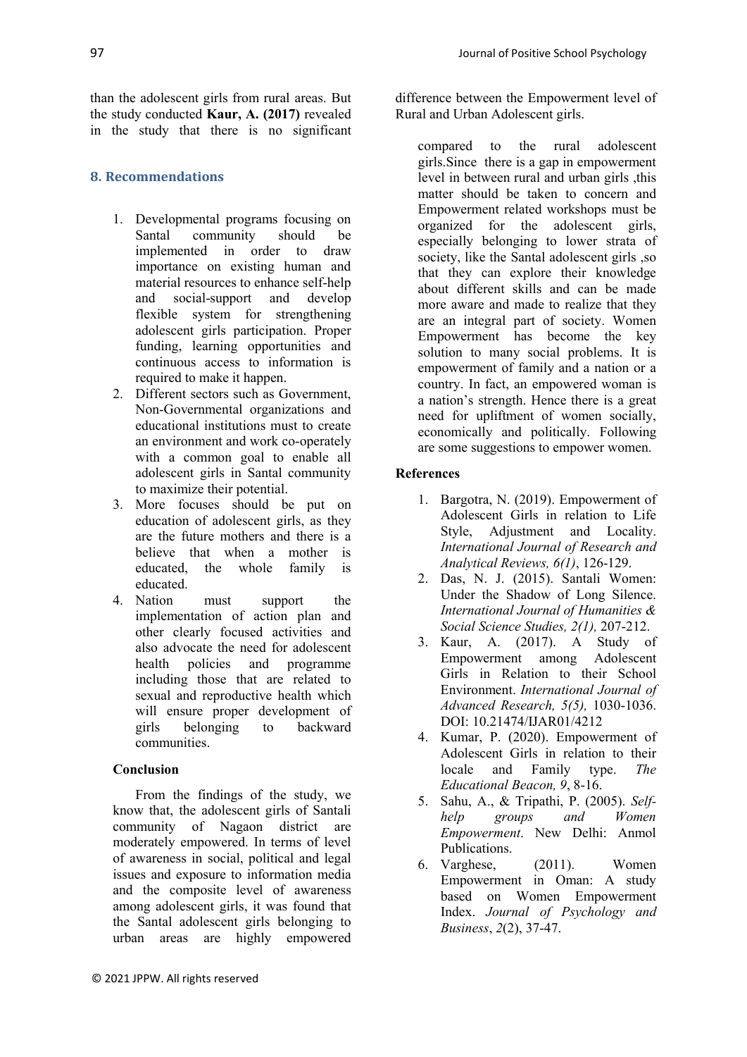than the adolescent girls from rural areas. But the study conducted **Kaur, A. (2017)** revealed in the study that there is no significant difference between the Empowerment level of Rural and Urban Adolescent girls.

## 8. Recommendations

1. Developmental programs focusing on Santal community should be implemented in order to draw importance on existing human and material resources to enhance self-help and social-support and develop flexible system for strengthening adolescent girls participation. Proper funding, learning opportunities and continuous access to information is required to make it happen.
2. Different sectors such as Government, Non-Governmental organizations and educational institutions must to create an environment and work co-operately with a common goal to enable all adolescent girls in Santal community to maximize their potential.
3. More focuses should be put on education of adolescent girls, as they are the future mothers and there is a believe that when a mother is educated, the whole family is educated.
4. Nation must support the implementation of action plan and other clearly focused activities and also advocate the need for adolescent health policies and programme including those that are related to sexual and reproductive health which will ensure proper development of girls belonging to backward communities.

### Conclusion

From the findings of the study, we know that, the adolescent girls of Santali community of Nagaon district are moderately empowered. In terms of level of awareness in social, political and legal issues and exposure to information media and the composite level of awareness among adolescent girls, it was found that the Santal adolescent girls belonging to urban areas are highly empowered compared to the rural adolescent girls.Since there is a gap in empowerment level in between rural and urban girls ,this matter should be taken to concern and Empowerment related workshops must be organized for the adolescent girls, especially belonging to lower strata of society, like the Santal adolescent girls ,so that they can explore their knowledge about different skills and can be made more aware and made to realize that they are an integral part of society. Women Empowerment has become the key solution to many social problems. It is empowerment of family and a nation or a country. In fact, an empowered woman is a nation's strength. Hence there is a great need for upliftment of women socially, economically and politically. Following are some suggestions to empower women.

### References

1. Bargotra, N. (2019). Empowerment of Adolescent Girls in relation to Life Style, Adjustment and Locality. *International Journal of Research and Analytical Reviews, 6(1)*, 126-129.
2. Das, N. J. (2015). Santali Women: Under the Shadow of Long Silence. *International Journal of Humanities & Social Science Studies, 2(1),* 207-212.
3. Kaur, A. (2017). A Study of Empowerment among Adolescent Girls in Relation to their School Environment. *International Journal of Advanced Research, 5(5),* 1030-1036. DOI: 10.21474/IJAR01/4212
4. Kumar, P. (2020). Empowerment of Adolescent Girls in relation to their locale and Family type. *The Educational Beacon, 9*, 8-16.
5. Sahu, A., & Tripathi, P. (2005). *Self-help groups and Women Empowerment*. New Delhi: Anmol Publications.
6. Varghese, (2011). Women Empowerment in Oman: A study based on Women Empowerment Index. *Journal of Psychology and Business*, *2*(2), 37-47.